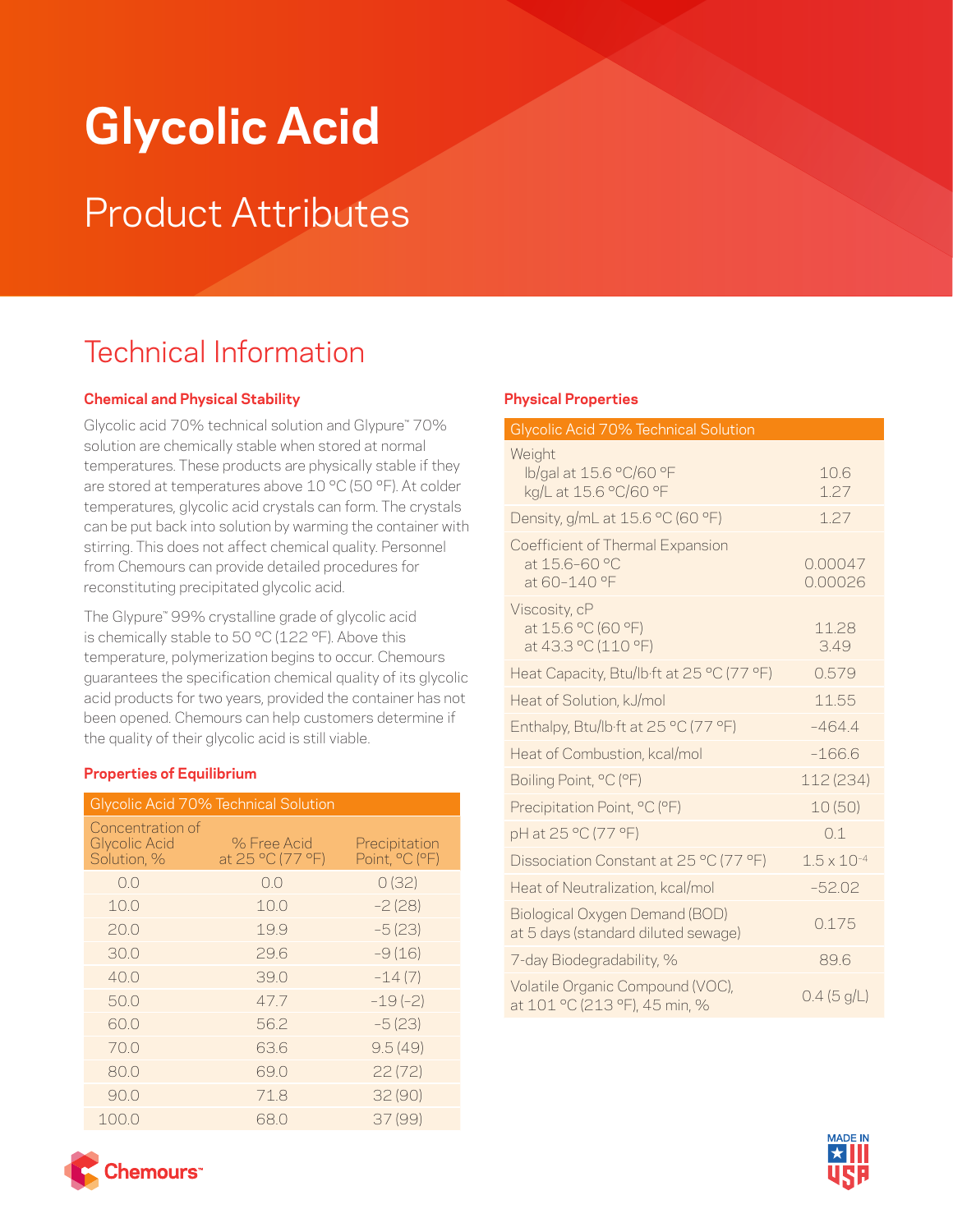# Glycolic Acid

## Product Attributes

## Technical Information

### Chemical and Physical Stability

Glycolic acid 70% technical solution and Glypure™ 70% solution are chemically stable when stored at normal temperatures. These products are physically stable if they are stored at temperatures above 10 °C (50 °F). At colder temperatures, glycolic acid crystals can form. The crystals can be put back into solution by warming the container with stirring. This does not affect chemical quality. Personnel from Chemours can provide detailed procedures for reconstituting precipitated glycolic acid.

The Glypure™ 99% crystalline grade of glycolic acid is chemically stable to 50 °C (122 °F). Above this temperature, polymerization begins to occur. Chemours guarantees the specification chemical quality of its glycolic acid products for two years, provided the container has not been opened. Chemours can help customers determine if the quality of their glycolic acid is still viable.

### Properties of Equilibrium

| Glycolic Acid 70% Technical Solution | | |
|---|---|---|
| Concentration of Glycolic Acid Solution, % | % Free Acid at 25 °C (77 °F) | Precipitation Point, °C (°F) |
| 0.0 | 0.0 | 0 (32) |
| 10.0 | 10.0 | –2 (28) |
| 20.0 | 19.9 | –5 (23) |
| 30.0 | 29.6 | –9 (16) |
| 40.0 | 39.0 | –14 (7) |
| 50.0 | 47.7 | –19 (–2) |
| 60.0 | 56.2 | –5 (23) |
| 70.0 | 63.6 | 9.5 (49) |
| 80.0 | 69.0 | 22 (72) |
| 90.0 | 71.8 | 32 (90) |
| 100.0 | 68.0 | 37 (99) |

### Physical Properties

| Glycolic Acid 70% Technical Solution | |
|---|---|
| Weight<br>lb/gal at 15.6 °C/60 °F<br>kg/L at 15.6 °C/60 °F | <br>10.6<br>1.27 |
| Density, g/mL at 15.6 °C (60 °F) | 1.27 |
| Coefficient of Thermal Expansion<br>at 15.6–60 °C<br>at 60–140 °F | <br>0.00047<br>0.00026 |
| Viscosity, cP<br>at 15.6 °C (60 °F)<br>at 43.3 °C (110 °F) | <br>11.28<br>3.49 |
| Heat Capacity, Btu/lb·ft at 25 °C (77 °F) | 0.579 |
| Heat of Solution, kJ/mol | 11.55 |
| Enthalpy, Btu/lb·ft at 25 °C (77 °F) | –464.4 |
| Heat of Combustion, kcal/mol | –166.6 |
| Boiling Point, °C (°F) | 112 (234) |
| Precipitation Point, °C (°F) | 10 (50) |
| pH at 25 °C (77 °F) | 0.1 |
| Dissociation Constant at 25 °C (77 °F) | $1.5 \times 10^{-4}$ |
| Heat of Neutralization, kcal/mol | –52.02 |
| Biological Oxygen Demand (BOD) at 5 days (standard diluted sewage) | 0.175 |
| 7-day Biodegradability, % | 89.6 |
| Volatile Organic Compound (VOC), at 101 °C (213 °F), 45 min, % | 0.4 (5 g/L) |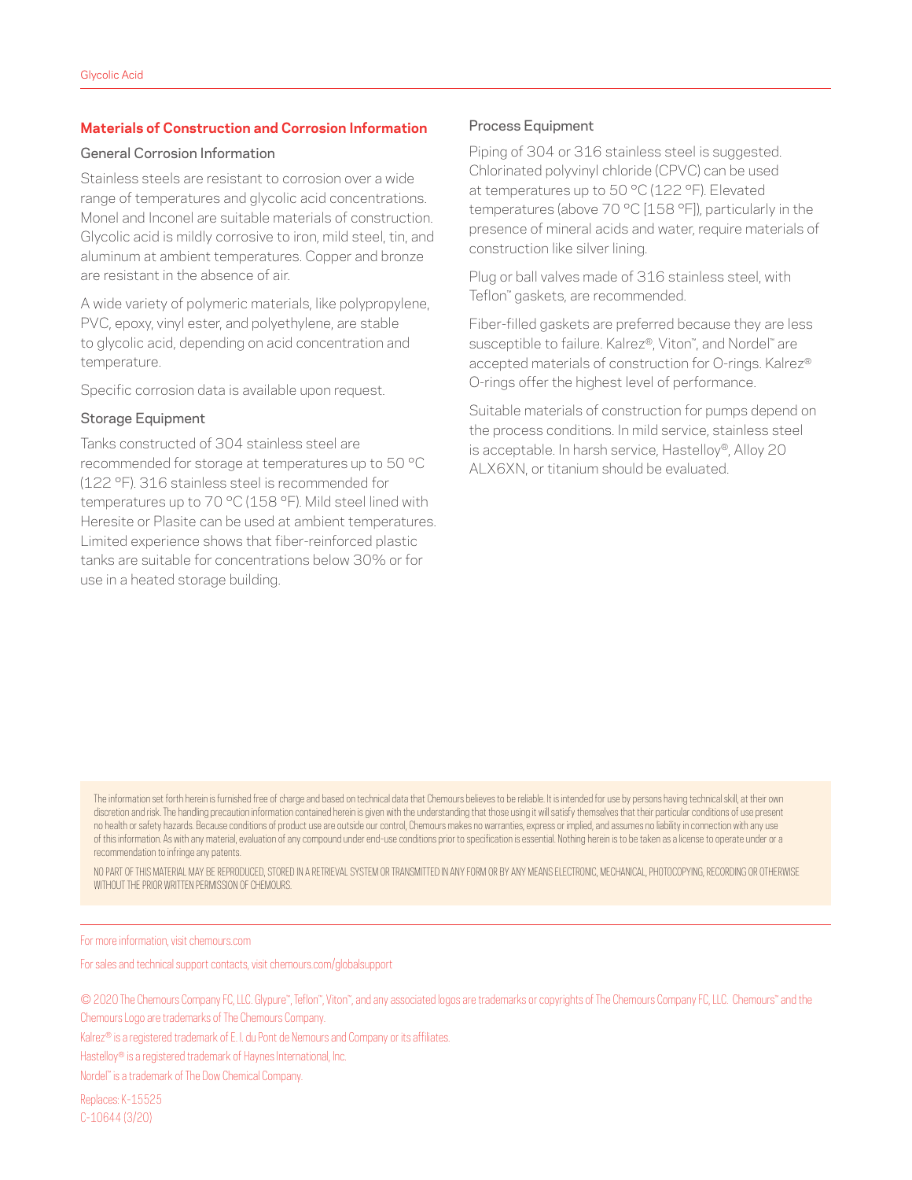## Materials of Construction and Corrosion Information

### General Corrosion Information

Stainless steels are resistant to corrosion over a wide range of temperatures and glycolic acid concentrations. Monel and Inconel are suitable materials of construction. Glycolic acid is mildly corrosive to iron, mild steel, tin, and aluminum at ambient temperatures. Copper and bronze are resistant in the absence of air.

A wide variety of polymeric materials, like polypropylene, PVC, epoxy, vinyl ester, and polyethylene, are stable to glycolic acid, depending on acid concentration and temperature.

Specific corrosion data is available upon request.

### Storage Equipment

Tanks constructed of 304 stainless steel are recommended for storage at temperatures up to 50 °C (122 °F). 316 stainless steel is recommended for temperatures up to 70 °C (158 °F). Mild steel lined with Heresite or Plasite can be used at ambient temperatures. Limited experience shows that fiber-reinforced plastic tanks are suitable for concentrations below 30% or for use in a heated storage building.

### Process Equipment

Piping of 304 or 316 stainless steel is suggested. Chlorinated polyvinyl chloride (CPVC) can be used at temperatures up to 50 °C (122 °F). Elevated temperatures (above 70 °C [158 °F]), particularly in the presence of mineral acids and water, require materials of construction like silver lining.

Plug or ball valves made of 316 stainless steel, with Teflon™ gaskets, are recommended.

Fiber-filled gaskets are preferred because they are less susceptible to failure. Kalrez®, Viton™, and Nordel™ are accepted materials of construction for O-rings. Kalrez® O-rings offer the highest level of performance.

Suitable materials of construction for pumps depend on the process conditions. In mild service, stainless steel is acceptable. In harsh service, Hastelloy®, Alloy 20 ALX6XN, or titanium should be evaluated.

The information set forth herein is furnished free of charge and based on technical data that Chemours believes to be reliable. It is intended for use by persons having technical skill, at their own discretion and risk. The handling precaution information contained herein is given with the understanding that those using it will satisfy themselves that their particular conditions of use present no health or safety hazards. Because conditions of product use are outside our control, Chemours makes no warranties, express or implied, and assumes no liability in connection with any use of this information. As with any material, evaluation of any compound under end-use conditions prior to specification is essential. Nothing herein is to be taken as a license to operate under or a recommendation to infringe any patents.

NO PART OF THIS MATERIAL MAY BE REPRODUCED, STORED IN A RETRIEVAL SYSTEM OR TRANSMITTED IN ANY FORM OR BY ANY MEANS ELECTRONIC, MECHANICAL, PHOTOCOPYING, RECORDING OR OTHERWISE WITHOUT THE PRIOR WRITTEN PERMISSION OF CHEMOURS.

For more information, visit chemours.com

For sales and technical support contacts, visit chemours.com/globalsupport

© 2020 The Chemours Company FC, LLC. Glypure™, Teflon™, Viton™, and any associated logos are trademarks or copyrights of The Chemours Company FC, LLC. Chemours™ and the Chemours Logo are trademarks of The Chemours Company.

Kalrez® is a registered trademark of E. I. du Pont de Nemours and Company or its affiliates.

Hastelloy® is a registered trademark of Haynes International, Inc.

Nordel™ is a trademark of The Dow Chemical Company.

Replaces: K-15525
C-10644 (3/20)